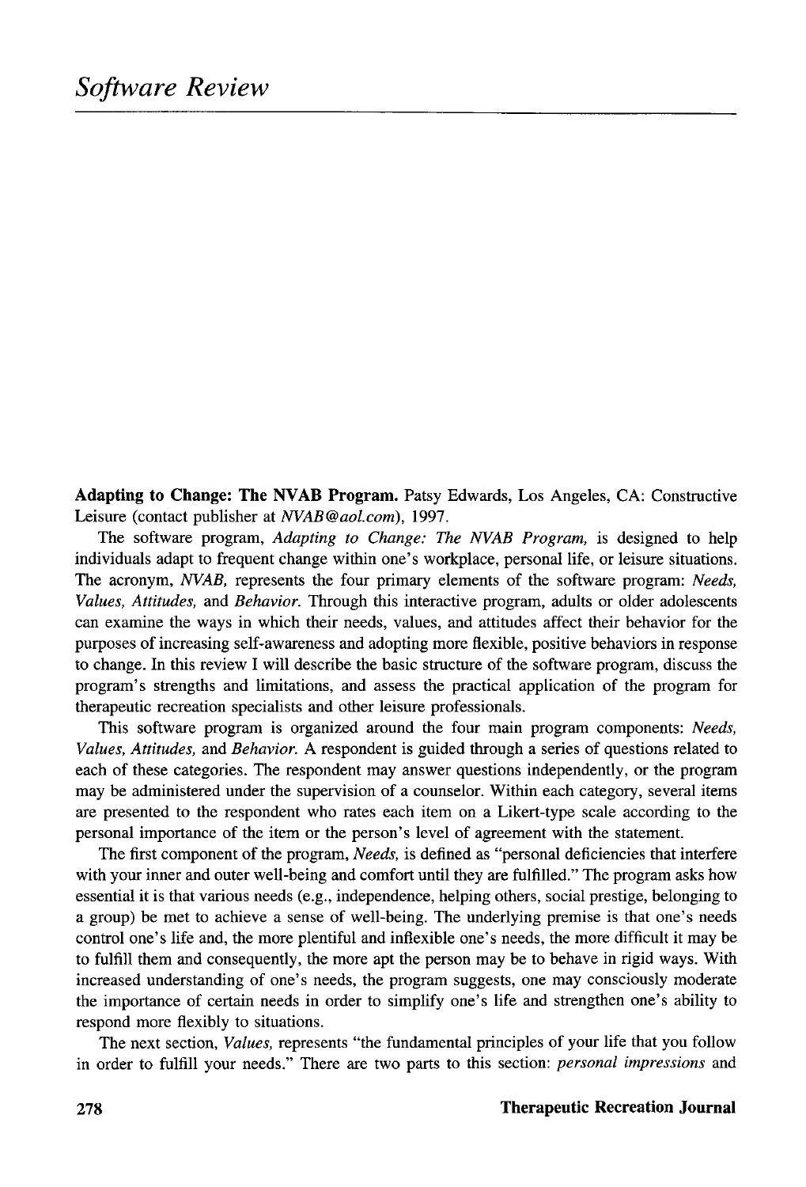# Software Review

**Adapting to Change: The NVAB Program.** Patsy Edwards, Los Angeles, CA: Constructive Leisure (contact publisher at *NVAB@aol.com*), 1997.

The software program, *Adapting to Change: The NVAB Program,* is designed to help individuals adapt to frequent change within one's workplace, personal life, or leisure situations. The acronym, *NVAB,* represents the four primary elements of the software program: *Needs, Values, Attitudes,* and *Behavior.* Through this interactive program, adults or older adolescents can examine the ways in which their needs, values, and attitudes affect their behavior for the purposes of increasing self-awareness and adopting more flexible, positive behaviors in response to change. In this review I will describe the basic structure of the software program, discuss the program's strengths and limitations, and assess the practical application of the program for therapeutic recreation specialists and other leisure professionals.

This software program is organized around the four main program components: *Needs, Values, Attitudes,* and *Behavior.* A respondent is guided through a series of questions related to each of these categories. The respondent may answer questions independently, or the program may be administered under the supervision of a counselor. Within each category, several items are presented to the respondent who rates each item on a Likert-type scale according to the personal importance of the item or the person's level of agreement with the statement.

The first component of the program, *Needs,* is defined as "personal deficiencies that interfere with your inner and outer well-being and comfort until they are fulfilled." The program asks how essential it is that various needs (e.g., independence, helping others, social prestige, belonging to a group) be met to achieve a sense of well-being. The underlying premise is that one's needs control one's life and, the more plentiful and inflexible one's needs, the more difficult it may be to fulfill them and consequently, the more apt the person may be to behave in rigid ways. With increased understanding of one's needs, the program suggests, one may consciously moderate the importance of certain needs in order to simplify one's life and strengthen one's ability to respond more flexibly to situations.

The next section, *Values,* represents "the fundamental principles of your life that you follow in order to fulfill your needs." There are two parts to this section: *personal impressions* and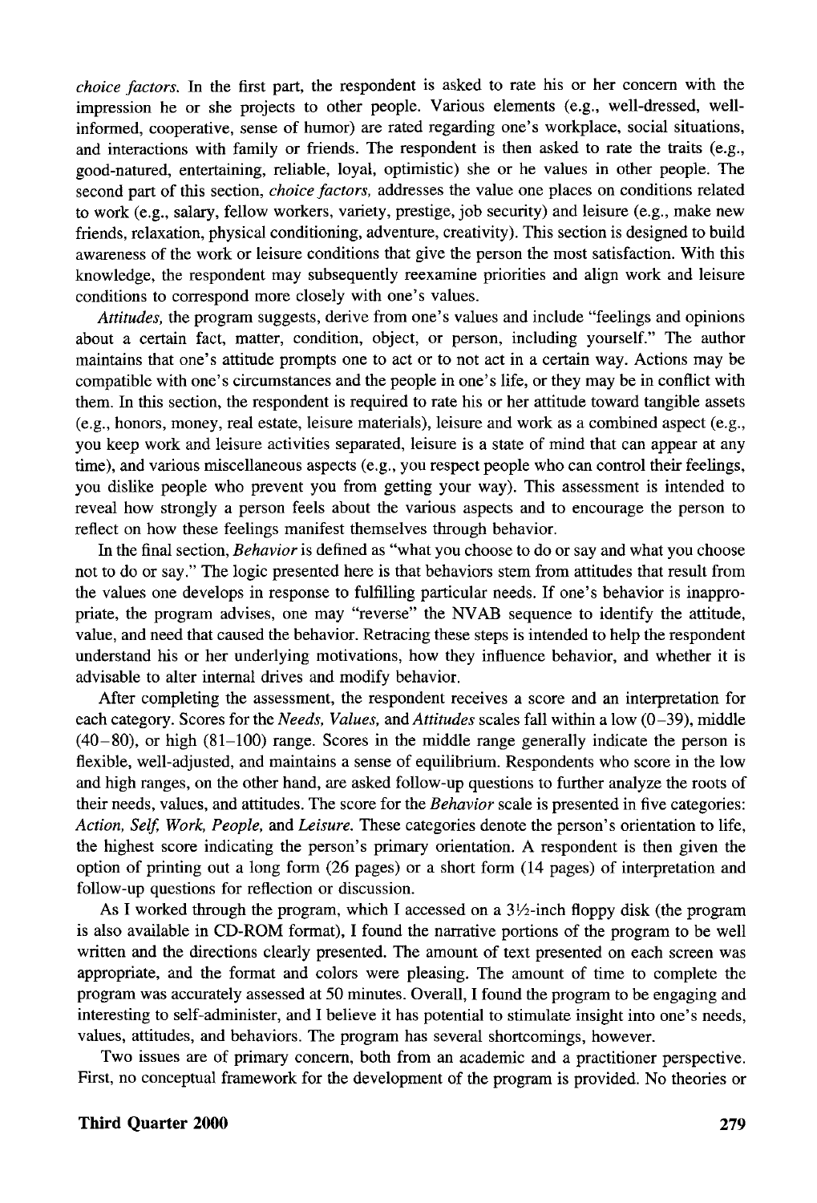*choice factors.* In the first part, the respondent is asked to rate his or her concern with the impression he or she projects to other people. Various elements (e.g., well-dressed, well-informed, cooperative, sense of humor) are rated regarding one's workplace, social situations, and interactions with family or friends. The respondent is then asked to rate the traits (e.g., good-natured, entertaining, reliable, loyal, optimistic) she or he values in other people. The second part of this section, *choice factors,* addresses the value one places on conditions related to work (e.g., salary, fellow workers, variety, prestige, job security) and leisure (e.g., make new friends, relaxation, physical conditioning, adventure, creativity). This section is designed to build awareness of the work or leisure conditions that give the person the most satisfaction. With this knowledge, the respondent may subsequently reexamine priorities and align work and leisure conditions to correspond more closely with one's values.

*Attitudes,* the program suggests, derive from one's values and include "feelings and opinions about a certain fact, matter, condition, object, or person, including yourself." The author maintains that one's attitude prompts one to act or to not act in a certain way. Actions may be compatible with one's circumstances and the people in one's life, or they may be in conflict with them. In this section, the respondent is required to rate his or her attitude toward tangible assets (e.g., honors, money, real estate, leisure materials), leisure and work as a combined aspect (e.g., you keep work and leisure activities separated, leisure is a state of mind that can appear at any time), and various miscellaneous aspects (e.g., you respect people who can control their feelings, you dislike people who prevent you from getting your way). This assessment is intended to reveal how strongly a person feels about the various aspects and to encourage the person to reflect on how these feelings manifest themselves through behavior.

In the final section, *Behavior* is defined as "what you choose to do or say and what you choose not to do or say." The logic presented here is that behaviors stem from attitudes that result from the values one develops in response to fulfilling particular needs. If one's behavior is inappropriate, the program advises, one may "reverse" the NVAB sequence to identify the attitude, value, and need that caused the behavior. Retracing these steps is intended to help the respondent understand his or her underlying motivations, how they influence behavior, and whether it is advisable to alter internal drives and modify behavior.

After completing the assessment, the respondent receives a score and an interpretation for each category. Scores for the *Needs, Values,* and *Attitudes* scales fall within a low (0–39), middle (40–80), or high (81–100) range. Scores in the middle range generally indicate the person is flexible, well-adjusted, and maintains a sense of equilibrium. Respondents who score in the low and high ranges, on the other hand, are asked follow-up questions to further analyze the roots of their needs, values, and attitudes. The score for the *Behavior* scale is presented in five categories: *Action, Self, Work, People,* and *Leisure.* These categories denote the person's orientation to life, the highest score indicating the person's primary orientation. A respondent is then given the option of printing out a long form (26 pages) or a short form (14 pages) of interpretation and follow-up questions for reflection or discussion.

As I worked through the program, which I accessed on a 3½-inch floppy disk (the program is also available in CD-ROM format), I found the narrative portions of the program to be well written and the directions clearly presented. The amount of text presented on each screen was appropriate, and the format and colors were pleasing. The amount of time to complete the program was accurately assessed at 50 minutes. Overall, I found the program to be engaging and interesting to self-administer, and I believe it has potential to stimulate insight into one's needs, values, attitudes, and behaviors. The program has several shortcomings, however.

Two issues are of primary concern, both from an academic and a practitioner perspective. First, no conceptual framework for the development of the program is provided. No theories or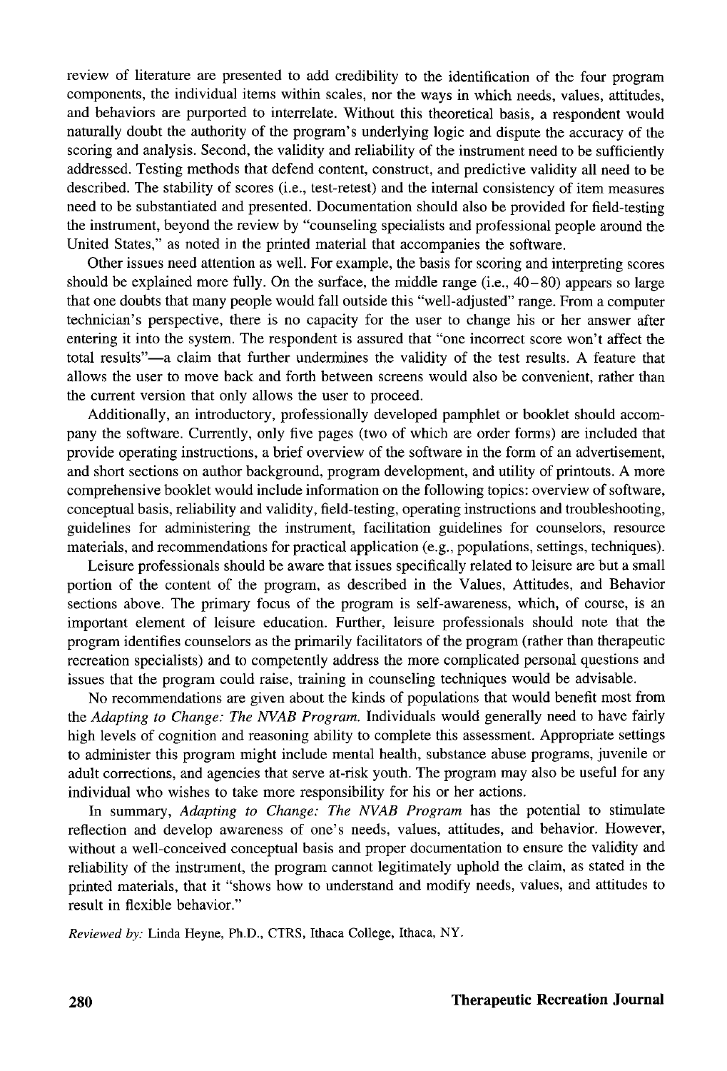review of literature are presented to add credibility to the identification of the four program components, the individual items within scales, nor the ways in which needs, values, attitudes, and behaviors are purported to interrelate. Without this theoretical basis, a respondent would naturally doubt the authority of the program's underlying logic and dispute the accuracy of the scoring and analysis. Second, the validity and reliability of the instrument need to be sufficiently addressed. Testing methods that defend content, construct, and predictive validity all need to be described. The stability of scores (i.e., test-retest) and the internal consistency of item measures need to be substantiated and presented. Documentation should also be provided for field-testing the instrument, beyond the review by "counseling specialists and professional people around the United States," as noted in the printed material that accompanies the software.

Other issues need attention as well. For example, the basis for scoring and interpreting scores should be explained more fully. On the surface, the middle range (i.e., 40–80) appears so large that one doubts that many people would fall outside this "well-adjusted" range. From a computer technician's perspective, there is no capacity for the user to change his or her answer after entering it into the system. The respondent is assured that "one incorrect score won't affect the total results"—a claim that further undermines the validity of the test results. A feature that allows the user to move back and forth between screens would also be convenient, rather than the current version that only allows the user to proceed.

Additionally, an introductory, professionally developed pamphlet or booklet should accompany the software. Currently, only five pages (two of which are order forms) are included that provide operating instructions, a brief overview of the software in the form of an advertisement, and short sections on author background, program development, and utility of printouts. A more comprehensive booklet would include information on the following topics: overview of software, conceptual basis, reliability and validity, field-testing, operating instructions and troubleshooting, guidelines for administering the instrument, facilitation guidelines for counselors, resource materials, and recommendations for practical application (e.g., populations, settings, techniques).

Leisure professionals should be aware that issues specifically related to leisure are but a small portion of the content of the program, as described in the Values, Attitudes, and Behavior sections above. The primary focus of the program is self-awareness, which, of course, is an important element of leisure education. Further, leisure professionals should note that the program identifies counselors as the primarily facilitators of the program (rather than therapeutic recreation specialists) and to competently address the more complicated personal questions and issues that the program could raise, training in counseling techniques would be advisable.

No recommendations are given about the kinds of populations that would benefit most from the *Adapting to Change: The NVAB Program.* Individuals would generally need to have fairly high levels of cognition and reasoning ability to complete this assessment. Appropriate settings to administer this program might include mental health, substance abuse programs, juvenile or adult corrections, and agencies that serve at-risk youth. The program may also be useful for any individual who wishes to take more responsibility for his or her actions.

In summary, *Adapting to Change: The NVAB Program* has the potential to stimulate reflection and develop awareness of one's needs, values, attitudes, and behavior. However, without a well-conceived conceptual basis and proper documentation to ensure the validity and reliability of the instrument, the program cannot legitimately uphold the claim, as stated in the printed materials, that it "shows how to understand and modify needs, values, and attitudes to result in flexible behavior."

*Reviewed by:* Linda Heyne, Ph.D., CTRS, Ithaca College, Ithaca, NY.